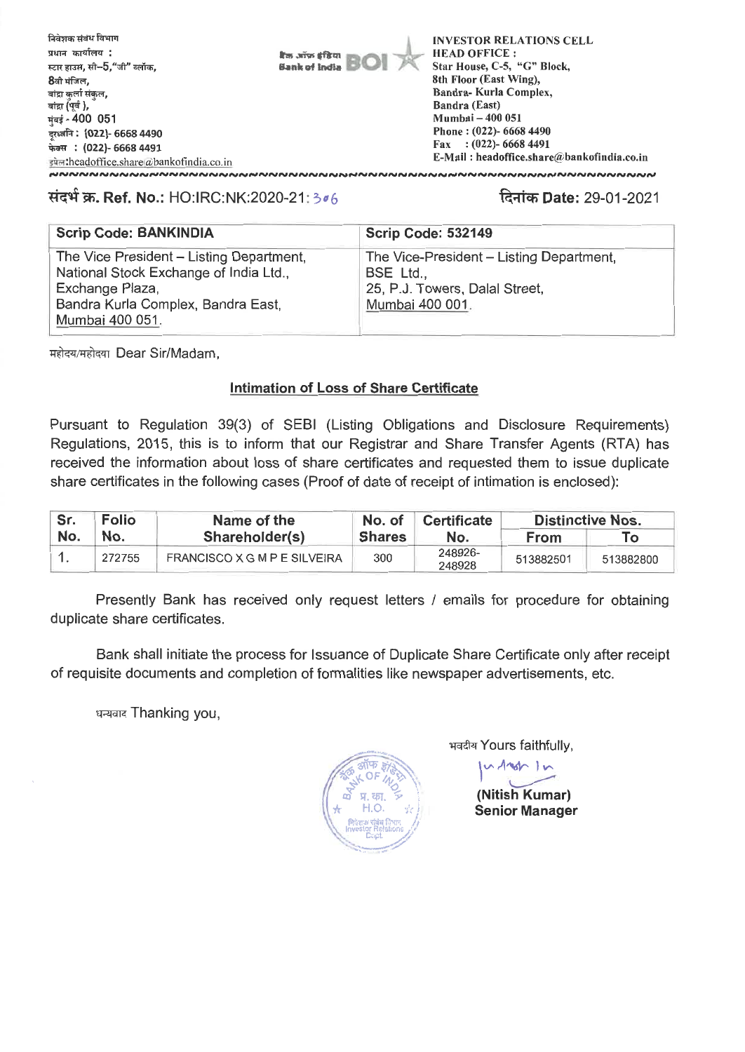निवेशक संबंध विभाग
प्रधान कार्यालय :
स्टार हाउस, सी–5,"जी" ब्लॉक,
8वी मंजिल,
बांद्रा कुर्ला संकुल,
बांद्रा (पूर्व ),
मुंबई - 400 051
दूरध्वनि : (022)- 6668 4490
फेक्स : (022)- 6668 4491
इमेल:headoffice.share@bankofindia.co.in

बैंक ऑफ इंडिया Bank of India BOI

**INVESTOR RELATIONS CELL**
**HEAD OFFICE :**
**Star House, C-5, "G" Block,**
**8th Floor (East Wing),**
**Bandra- Kurla Complex,**
**Bandra (East)**
**Mumbai – 400 051**
**Phone : (022)- 6668 4490**
**Fax : (022)- 6668 4491**
**E-Mail : headoffice.share@bankofindia.co.in**

**संदर्भ क्र. Ref. No.:** HO:IRC:NK:2020-21: 306

**दिनांक Date:** 29-01-2021

| Scrip Code: BANKINDIA | Scrip Code: 532149 |
|---|---|
| The Vice President – Listing Department, National Stock Exchange of India Ltd., Exchange Plaza, Bandra Kurla Complex, Bandra East, Mumbai 400 051. | The Vice-President – Listing Department, BSE Ltd., 25, P.J. Towers, Dalal Street, Mumbai 400 001. |

महोदय/महोदया Dear Sir/Madam,

**Intimation of Loss of Share Certificate**

Pursuant to Regulation 39(3) of SEBI (Listing Obligations and Disclosure Requirements) Regulations, 2015, this is to inform that our Registrar and Share Transfer Agents (RTA) has received the information about loss of share certificates and requested them to issue duplicate share certificates in the following cases (Proof of date of receipt of intimation is enclosed):

| Sr. No. | Folio No. | Name of the Shareholder(s) | No. of Shares | Certificate No. | Distinctive Nos. | |
|---|---|---|---|---|---|---|
| | | | | | From | To |
| 1. | 272755 | FRANCISCO X G M P E SILVEIRA | 300 | 248926-248928 | 513882501 | 513882800 |

Presently Bank has received only request letters / emails for procedure for obtaining duplicate share certificates.

Bank shall initiate the process for Issuance of Duplicate Share Certificate only after receipt of requisite documents and completion of formalities like newspaper advertisements, etc.

धन्यवाद Thanking you,

भवदीय Yours faithfully,

**(Nitish Kumar)**
**Senior Manager**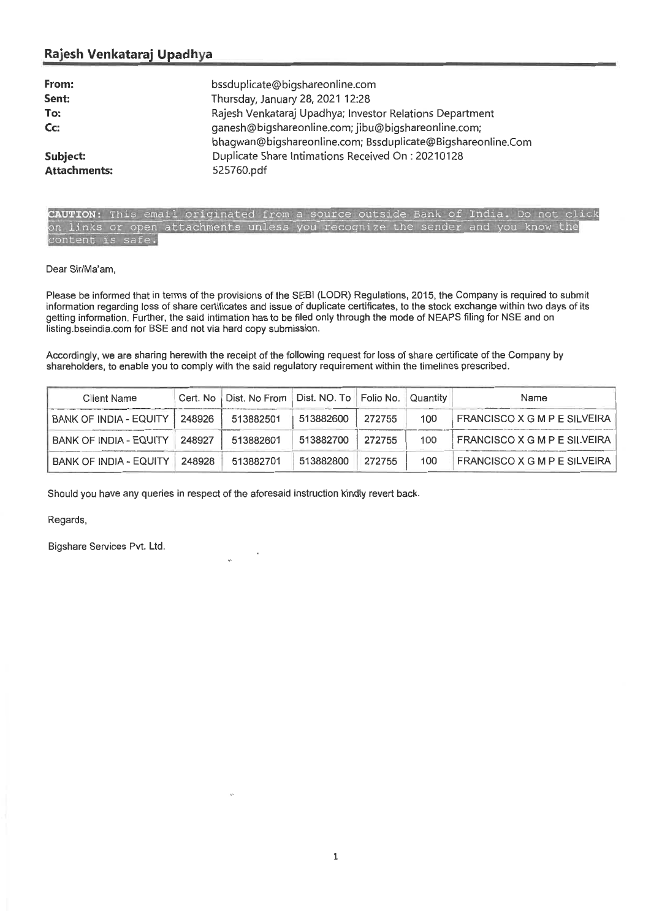## Rajesh Venkataraj Upadhya

| | |
|---|---|
| **From:** | bssduplicate@bigshareonline.com |
| **Sent:** | Thursday, January 28, 2021 12:28 |
| **To:** | Rajesh Venkataraj Upadhya; Investor Relations Department |
| **Cc:** | ganesh@bigshareonline.com; jibu@bigshareonline.com; bhagwan@bigshareonline.com; Bssduplicate@Bigshareonline.Com |
| **Subject:** | Duplicate Share Intimations Received On : 20210128 |
| **Attachments:** | 525760.pdf |

CAUTION: This email originated from a source outside Bank of India. Do not click on links or open attachments unless you recognize the sender and you know the content is safe.

Dear Sir/Ma'am,

Please be informed that in terms of the provisions of the SEBI (LODR) Regulations, 2015, the Company is required to submit information regarding loss of share certificates and issue of duplicate certificates, to the stock exchange within two days of its getting information. Further, the said intimation has to be filed only through the mode of NEAPS filing for NSE and on listing.bseindia.com for BSE and not via hard copy submission.

Accordingly, we are sharing herewith the receipt of the following request for loss of share certificate of the Company by shareholders, to enable you to comply with the said regulatory requirement within the timelines prescribed.

| Client Name | Cert. No | Dist. No From | Dist. NO. To | Folio No. | Quantity | Name |
|---|---|---|---|---|---|---|
| BANK OF INDIA - EQUITY | 248926 | 513882501 | 513882600 | 272755 | 100 | FRANCISCO X G M P E SILVEIRA |
| BANK OF INDIA - EQUITY | 248927 | 513882601 | 513882700 | 272755 | 100 | FRANCISCO X G M P E SILVEIRA |
| BANK OF INDIA - EQUITY | 248928 | 513882701 | 513882800 | 272755 | 100 | FRANCISCO X G M P E SILVEIRA |

Should you have any queries in respect of the aforesaid instruction kindly revert back.

Regards,

Bigshare Services Pvt. Ltd.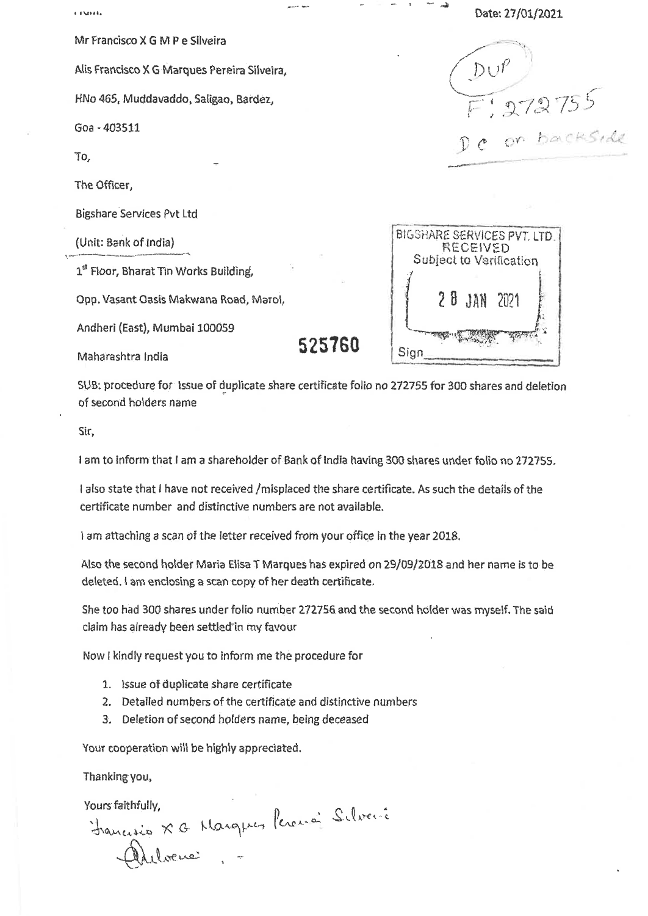From,

Date: 27/01/2021

DUP
F: 272755
DC on backside

Mr Francisco X G M P e Silveira

Alis Francisco X G Marques Pereira Silveira,

HNo 465, Muddavaddo, Saligao, Bardez,

Goa - 403511

To,

The Officer,

Bigshare Services Pvt Ltd

(Unit: Bank of India)

1st Floor, Bharat Tin Works Building,

Opp. Vasant Oasis Makwana Road, Marol,

Andheri (East), Mumbai 100059

Maharashtra India

525760

BIGSHARE SERVICES PVT. LTD.
RECEIVED
Subject to Verification
28 JAN 2021
Sign

SUB: procedure for Issue of duplicate share certificate folio no 272755 for 300 shares and deletion of second holders name

Sir,

I am to inform that I am a shareholder of Bank of India having 300 shares under folio no 272755.

I also state that I have not received /misplaced the share certificate. As such the details of the certificate number and distinctive numbers are not available.

I am attaching a scan of the letter received from your office in the year 2018.

Also the second holder Maria Elisa T Marques has expired on 29/09/2018 and her name is to be deleted. I am enclosing a scan copy of her death certificate.

She too had 300 shares under folio number 272756 and the second holder was myself. The said claim has already been settled in my favour

Now I kindly request you to inform me the procedure for

1. Issue of duplicate share certificate
2. Detailed numbers of the certificate and distinctive numbers
3. Deletion of second holders name, being deceased

Your cooperation will be highly appreciated.

Thanking you,

Yours faithfully,

Francisco X G Marques Pereira Silveira
Silveira